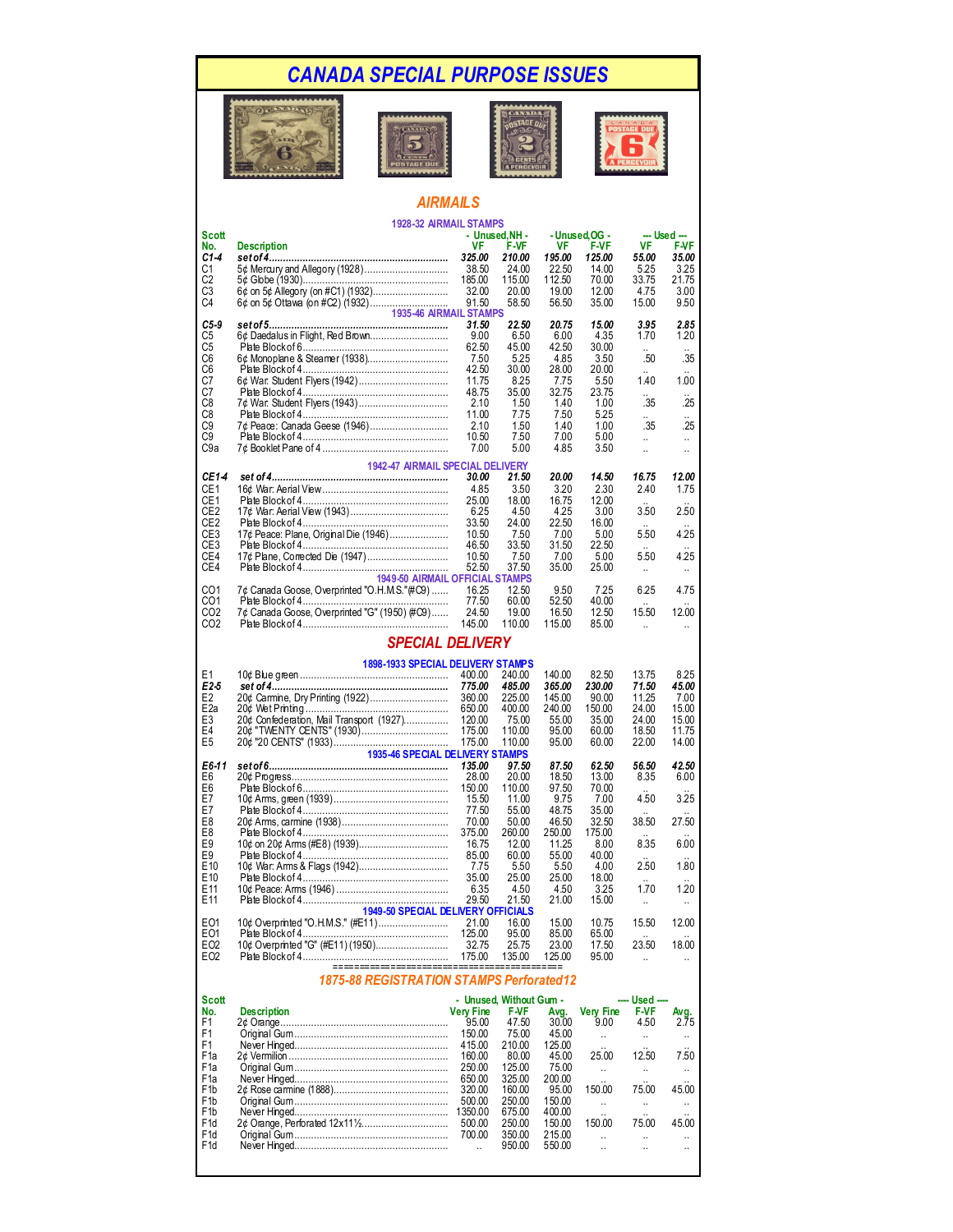# CANADA SPECIAL PURPOSE ISSUES

## AIRMAILS

### 1928-32 AIRMAIL STAMPS

| Scott No. | Description | Unused,NH VF | Unused,NH F-VF | Unused,OG VF | Unused,OG F-VF | Used VF | Used F-VF |
|---|---|---|---|---|---|---|---|
| ***C1-4*** | ***set of 4*** | ***325.00*** | ***210.00*** | ***195.00*** | ***125.00*** | ***55.00*** | ***35.00*** |
| C1 | 5¢ Mercury and Allegory (1928) | 38.50 | 24.00 | 22.50 | 14.00 | 5.25 | 3.25 |
| C2 | 5¢ Globe (1930) | 185.00 | 115.00 | 112.50 | 70.00 | 33.75 | 21.75 |
| C3 | 6¢ on 5¢ Allegory (on #C1) (1932) | 32.00 | 20.00 | 19.00 | 12.00 | 4.75 | 3.00 |
| C4 | 6¢ on 5¢ Ottawa (on #C2) (1932) | 91.50 | 58.50 | 56.50 | 35.00 | 15.00 | 9.50 |

### 1935-46 AIRMAIL STAMPS

| Scott No. | Description | Unused,NH VF | Unused,NH F-VF | Unused,OG VF | Unused,OG F-VF | Used VF | Used F-VF |
|---|---|---|---|---|---|---|---|
| ***C5-9*** | ***set of 5*** | ***31.50*** | ***22.50*** | ***20.75*** | ***15.00*** | ***3.95*** | ***2.85*** |
| C5 | 6¢ Daedalus in Flight, Red Brown | 9.00 | 6.50 | 6.00 | 4.35 | 1.70 | 1.20 |
| C5 | Plate Block of 6 | 62.50 | 45.00 | 42.50 | 30.00 | .. | .. |
| C6 | 6¢ Monoplane & Steamer (1938) | 7.50 | 5.25 | 4.85 | 3.50 | .50 | .35 |
| C6 | Plate Block of 4 | 42.50 | 30.00 | 28.00 | 20.00 | .. | .. |
| C7 | 6¢ War: Student Flyers (1942) | 11.75 | 8.25 | 7.75 | 5.50 | 1.40 | 1.00 |
| C7 | Plate Block of 4 | 48.75 | 35.00 | 32.75 | 23.75 | .. | .. |
| C8 | 7¢ War: Student Flyers (1943) | 2.10 | 1.50 | 1.40 | 1.00 | .35 | .25 |
| C8 | Plate Block of 4 | 11.00 | 7.75 | 7.50 | 5.25 | .. | .. |
| C9 | 7¢ Peace: Canada Geese (1946) | 2.10 | 1.50 | 1.40 | 1.00 | .35 | .25 |
| C9 | Plate Block of 4 | 10.50 | 7.50 | 7.00 | 5.00 | .. | .. |
| C9a | 7¢ Booklet Pane of 4 | 7.00 | 5.00 | 4.85 | 3.50 | .. | .. |

### 1942-47 AIRMAIL SPECIAL DELIVERY

| Scott No. | Description | Unused,NH VF | Unused,NH F-VF | Unused,OG VF | Unused,OG F-VF | Used VF | Used F-VF |
|---|---|---|---|---|---|---|---|
| ***CE1-4*** | ***set of 4*** | ***30.00*** | ***21.50*** | ***20.00*** | ***14.50*** | ***16.75*** | ***12.00*** |
| CE1 | 16¢ War: Aerial View | 4.85 | 3.50 | 3.20 | 2.30 | 2.40 | 1.75 |
| CE1 | Plate Block of 4 | 25.00 | 18.00 | 16.75 | 12.00 | .. | .. |
| CE2 | 17¢ War: Aerial View (1943) | 6.25 | 4.50 | 4.25 | 3.00 | 3.50 | 2.50 |
| CE2 | Plate Block of 4 | 33.50 | 24.00 | 22.50 | 16.00 | .. | .. |
| CE3 | 17¢ Peace: Plane, Original Die (1946) | 10.50 | 7.50 | 7.00 | 5.00 | 5.50 | 4.25 |
| CE3 | Plate Block of 4 | 46.50 | 33.50 | 31.50 | 22.50 | .. | .. |
| CE4 | 17¢ Plane, Corrected Die (1947) | 10.50 | 7.50 | 7.00 | 5.00 | 5.50 | 4.25 |
| CE4 | Plate Block of 4 | 52.50 | 37.50 | 35.00 | 25.00 | .. | .. |

### 1949-50 AIRMAIL OFFICIAL STAMPS

| Scott No. | Description | Unused,NH VF | Unused,NH F-VF | Unused,OG VF | Unused,OG F-VF | Used VF | Used F-VF |
|---|---|---|---|---|---|---|---|
| CO1 | 7¢ Canada Goose, Overprinted "O.H.M.S."(#C9) | 16.25 | 12.50 | 9.50 | 7.25 | 6.25 | 4.75 |
| CO1 | Plate Block of 4 | 77.50 | 60.00 | 52.50 | 40.00 | .. | .. |
| CO2 | 7¢ Canada Goose, Overprinted "G" (1950) (#C9) | 24.50 | 19.00 | 16.50 | 12.50 | 15.50 | 12.00 |
| CO2 | Plate Block of 4 | 145.00 | 110.00 | 115.00 | 85.00 | .. | .. |

## SPECIAL DELIVERY

### 1898-1933 SPECIAL DELIVERY STAMPS

| Scott No. | Description | Unused,NH VF | Unused,NH F-VF | Unused,OG VF | Unused,OG F-VF | Used VF | Used F-VF |
|---|---|---|---|---|---|---|---|
| E1 | 10¢ Blue green | 400.00 | 240.00 | 140.00 | 82.50 | 13.75 | 8.25 |
| ***E2-5*** | ***set of 4*** | ***775.00*** | ***485.00*** | ***365.00*** | ***230.00*** | ***71.50*** | ***45.00*** |
| E2 | 20¢ Carmine, Dry Printing (1922) | 360.00 | 225.00 | 145.00 | 90.00 | 11.25 | 7.00 |
| E2a | 20¢ Wet Printing | 650.00 | 400.00 | 240.00 | 150.00 | 24.00 | 15.00 |
| E3 | 20¢ Confederation, Mail Transport (1927) | 120.00 | 75.00 | 55.00 | 35.00 | 24.00 | 15.00 |
| E4 | 20¢ "TWENTY CENTS" (1930) | 175.00 | 110.00 | 95.00 | 60.00 | 18.50 | 11.75 |
| E5 | 20¢ "20 CENTS" (1933) | 175.00 | 110.00 | 95.00 | 60.00 | 22.00 | 14.00 |

### 1935-46 SPECIAL DELIVERY STAMPS

| Scott No. | Description | Unused,NH VF | Unused,NH F-VF | Unused,OG VF | Unused,OG F-VF | Used VF | Used F-VF |
|---|---|---|---|---|---|---|---|
| ***E6-11*** | ***set of 6*** | ***135.00*** | ***97.50*** | ***87.50*** | ***62.50*** | ***56.50*** | ***42.50*** |
| E6 | 20¢ Progress | 28.00 | 20.00 | 18.50 | 13.00 | 8.35 | 6.00 |
| E6 | Plate Block of 6 | 150.00 | 110.00 | 97.50 | 70.00 | .. | .. |
| E7 | 10¢ Arms, green (1939) | 15.50 | 11.00 | 9.75 | 7.00 | 4.50 | 3.25 |
| E7 | Plate Block of 4 | 77.50 | 55.00 | 48.75 | 35.00 | .. | .. |
| E8 | 20¢ Arms, carmine (1938) | 70.00 | 50.00 | 46.50 | 32.50 | 38.50 | 27.50 |
| E8 | Plate Block of 4 | 375.00 | 260.00 | 250.00 | 175.00 | .. | .. |
| E9 | 10¢ on 20¢ Arms (#E8) (1939) | 16.75 | 12.00 | 11.25 | 8.00 | 8.35 | 6.00 |
| E9 | Plate Block of 4 | 85.00 | 60.00 | 55.00 | 40.00 | .. | .. |
| E10 | 10¢ War: Arms & Flags (1942) | 7.75 | 5.50 | 5.50 | 4.00 | 2.50 | 1.80 |
| E10 | Plate Block of 4 | 35.00 | 25.00 | 25.00 | 18.00 | .. | .. |
| E11 | 10¢ Peace: Arms (1946) | 6.35 | 4.50 | 4.50 | 3.25 | 1.70 | 1.20 |
| E11 | Plate Block of 4 | 29.50 | 21.50 | 21.00 | 15.00 | .. | .. |

### 1949-50 SPECIAL DELIVERY OFFICIALS

| Scott No. | Description | Unused,NH VF | Unused,NH F-VF | Unused,OG VF | Unused,OG F-VF | Used VF | Used F-VF |
|---|---|---|---|---|---|---|---|
| EO1 | 10¢ Overprinted "O.H.M.S." (#E11) | 21.00 | 16.00 | 15.00 | 10.75 | 15.50 | 12.00 |
| EO1 | Plate Block of 4 | 125.00 | 95.00 | 85.00 | 65.00 | .. | .. |
| EO2 | 10¢ Overprinted "G" (#E11) (1950) | 32.75 | 25.75 | 23.00 | 17.50 | 23.50 | 18.00 |
| EO2 | Plate Block of 4 | 175.00 | 135.00 | 125.00 | 95.00 | .. | .. |

## 1875-88 REGISTRATION STAMPS Perforated 12

| Scott No. | Description | Unused, Without Gum Very Fine | Unused, Without Gum F-VF | Unused, Without Gum Avg. | Used Very Fine | Used F-VF | Used Avg. |
|---|---|---|---|---|---|---|---|
| F1 | 2¢ Orange | 95.00 | 47.50 | 30.00 | 9.00 | 4.50 | 2.75 |
| F1 | Original Gum | 150.00 | 75.00 | 45.00 | .. | .. | .. |
| F1 | Never Hinged | 415.00 | 210.00 | 125.00 | .. | .. | .. |
| F1a | 2¢ Vermilion | 160.00 | 80.00 | 45.00 | 25.00 | 12.50 | 7.50 |
| F1a | Original Gum | 250.00 | 125.00 | 75.00 | .. | .. | .. |
| F1a | Never Hinged | 650.00 | 325.00 | 200.00 | .. | .. | .. |
| F1b | 2¢ Rose carmine (1888) | 320.00 | 160.00 | 95.00 | 150.00 | 75.00 | 45.00 |
| F1b | Original Gum | 500.00 | 250.00 | 150.00 | .. | .. | .. |
| F1b | Never Hinged | 1350.00 | 675.00 | 400.00 | .. | .. | .. |
| F1d | 2¢ Orange, Perforated 12x11½ | 500.00 | 250.00 | 150.00 | 150.00 | 75.00 | 45.00 |
| F1d | Original Gum | 700.00 | 350.00 | 215.00 | .. | .. | .. |
| F1d | Never Hinged | .. | 950.00 | 550.00 | .. | .. | .. |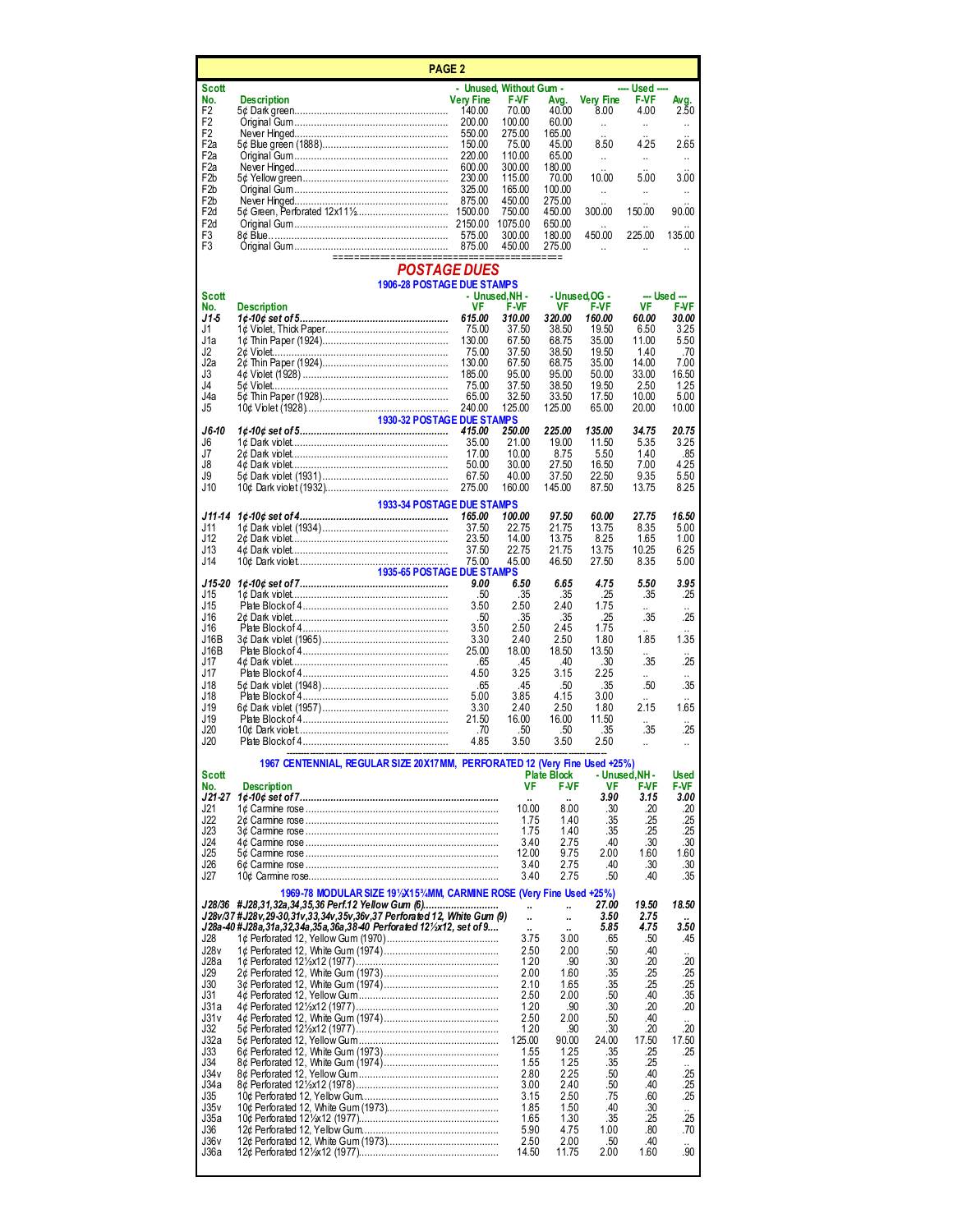## PAGE 2

| Scott No. | Description | Unused, Without Gum Very Fine | F-VF | Avg. | Used Very Fine | F-VF | Avg. |
|---|---|---|---|---|---|---|---|
| F2 | 5¢ Dark green | 140.00 | 70.00 | 40.00 | 8.00 | 4.00 | 2.50 |
| F2 | Original Gum | 200.00 | 100.00 | 60.00 | .. | .. | .. |
| F2 | Never Hinged | 550.00 | 275.00 | 165.00 | .. | .. | .. |
| F2a | 5¢ Blue green (1888) | 150.00 | 75.00 | 45.00 | 8.50 | 4.25 | 2.65 |
| F2a | Original Gum | 220.00 | 110.00 | 65.00 | .. | .. | .. |
| F2a | Never Hinged | 600.00 | 300.00 | 180.00 | .. | .. | .. |
| F2b | 5¢ Yellow green | 230.00 | 115.00 | 70.00 | 10.00 | 5.00 | 3.00 |
| F2b | Original Gum | 325.00 | 165.00 | 100.00 | .. | .. | .. |
| F2b | Never Hinged | 875.00 | 450.00 | 275.00 | .. | .. | .. |
| F2d | 5¢ Green, Perforated 12x11½ | 1500.00 | 750.00 | 450.00 | 300.00 | 150.00 | 90.00 |
| F2d | Original Gum | 2150.00 | 1075.00 | 650.00 | .. | .. | .. |
| F3 | 8¢ Blue | 575.00 | 300.00 | 180.00 | 450.00 | 225.00 | 135.00 |
| F3 | Original Gum | 875.00 | 450.00 | 275.00 | .. | .. | .. |

# POSTAGE DUES

| Scott No. | Description | Unused,NH VF | F-VF | Unused,OG VF | F-VF | Used VF | F-VF |
|---|---|---|---|---|---|---|---|
| | **1906-28 POSTAGE DUE STAMPS** | | | | | | |
| ***J1-5*** | ***1¢-10¢ set of 5*** | ***615.00*** | ***310.00*** | ***320.00*** | ***160.00*** | ***60.00*** | ***30.00*** |
| J1 | 1¢ Violet, Thick Paper | 75.00 | 37.50 | 38.50 | 19.50 | 6.50 | 3.25 |
| J1a | 1¢ Thin Paper (1924) | 130.00 | 67.50 | 68.75 | 35.00 | 11.00 | 5.50 |
| J2 | 2¢ Violet | 75.00 | 37.50 | 38.50 | 19.50 | 1.40 | .70 |
| J2a | 2¢ Thin Paper (1924) | 130.00 | 67.50 | 68.75 | 35.00 | 14.00 | 7.00 |
| J3 | 4¢ Violet (1928) | 185.00 | 95.00 | 95.00 | 50.00 | 33.00 | 16.50 |
| J4 | 5¢ Violet | 75.00 | 37.50 | 38.50 | 19.50 | 2.50 | 1.25 |
| J4a | 5¢ Thin Paper (1928) | 65.00 | 32.50 | 33.50 | 17.50 | 10.00 | 5.00 |
| J5 | 10¢ Violet (1928) | 240.00 | 125.00 | 125.00 | 65.00 | 20.00 | 10.00 |
| | **1930-32 POSTAGE DUE STAMPS** | | | | | | |
| ***J6-10*** | ***1¢-10¢ set of 5*** | ***415.00*** | ***250.00*** | ***225.00*** | ***135.00*** | ***34.75*** | ***20.75*** |
| J6 | 1¢ Dark violet | 35.00 | 21.00 | 19.00 | 11.50 | 5.35 | 3.25 |
| J7 | 2¢ Dark violet | 17.00 | 10.00 | 8.75 | 5.50 | 1.40 | .85 |
| J8 | 4¢ Dark violet | 50.00 | 30.00 | 27.50 | 16.50 | 7.00 | 4.25 |
| J9 | 5¢ Dark violet (1931) | 67.50 | 40.00 | 37.50 | 22.50 | 9.35 | 5.50 |
| J10 | 10¢ Dark violet (1932) | 275.00 | 160.00 | 145.00 | 87.50 | 13.75 | 8.25 |
| | **1933-34 POSTAGE DUE STAMPS** | | | | | | |
| ***J11-14*** | ***1¢-10¢ set of 4*** | ***165.00*** | ***100.00*** | ***97.50*** | ***60.00*** | ***27.75*** | ***16.50*** |
| J11 | 1¢ Dark violet (1934) | 37.50 | 22.75 | 21.75 | 13.75 | 8.35 | 5.00 |
| J12 | 2¢ Dark violet | 23.50 | 14.00 | 13.75 | 8.25 | 1.65 | 1.00 |
| J13 | 4¢ Dark violet | 37.50 | 22.75 | 21.75 | 13.75 | 10.25 | 6.25 |
| J14 | 10¢ Dark violet | 75.00 | 45.00 | 46.50 | 27.50 | 8.35 | 5.00 |
| | **1935-65 POSTAGE DUE STAMPS** | | | | | | |
| ***J15-20*** | ***1¢-10¢ set of 7*** | ***9.00*** | ***6.50*** | ***6.65*** | ***4.75*** | ***5.50*** | ***3.95*** |
| J15 | 1¢ Dark violet | .50 | .35 | .35 | .25 | .35 | .25 |
| J15 | Plate Block of 4 | 3.50 | 2.50 | 2.40 | 1.75 | .. | .. |
| J16 | 2¢ Dark violet | .50 | .35 | .35 | .25 | .35 | .25 |
| J16 | Plate Block of 4 | 3.50 | 2.50 | 2.45 | 1.75 | .. | .. |
| J16B | 3¢ Dark violet (1965) | 3.30 | 2.40 | 2.50 | 1.80 | 1.85 | 1.35 |
| J16B | Plate Block of 4 | 25.00 | 18.00 | 18.50 | 13.50 | .. | .. |
| J17 | 4¢ Dark violet | .65 | .45 | .40 | .30 | .35 | .25 |
| J17 | Plate Block of 4 | 4.50 | 3.25 | 3.15 | 2.25 | .. | .. |
| J18 | 5¢ Dark violet (1948) | .65 | .45 | .50 | .35 | .50 | .35 |
| J18 | Plate Block of 4 | 5.00 | 3.85 | 4.15 | 3.00 | .. | .. |
| J19 | 6¢ Dark violet (1957) | 3.30 | 2.40 | 2.50 | 1.80 | 2.15 | 1.65 |
| J19 | Plate Block of 4 | 21.50 | 16.00 | 16.00 | 11.50 | .. | .. |
| J20 | 10¢ Dark violet | .70 | .50 | .50 | .35 | .35 | .25 |
| J20 | Plate Block of 4 | 4.85 | 3.50 | 3.50 | 2.50 | .. | .. |

| Scott No. | Description | Plate Block VF | F-VF | Unused,NH VF | F-VF | Used F-VF |
|---|---|---|---|---|---|---|
| | **1967 CENTENNIAL, REGULAR SIZE 20X17MM, PERFORATED 12 (Very Fine Used +25%)** | | | | | |
| ***J21-27*** | ***1¢-10¢ set of 7*** | .. | .. | ***3.90*** | ***3.15*** | ***3.00*** |
| J21 | 1¢ Carmine rose | 10.00 | 8.00 | .30 | .20 | .20 |
| J22 | 2¢ Carmine rose | 1.75 | 1.40 | .35 | .25 | .25 |
| J23 | 3¢ Carmine rose | 1.75 | 1.40 | .35 | .25 | .25 |
| J24 | 4¢ Carmine rose | 3.40 | 2.75 | .40 | .30 | .30 |
| J25 | 5¢ Carmine rose | 12.00 | 9.75 | 2.00 | 1.60 | 1.60 |
| J26 | 6¢ Carmine rose | 3.40 | 2.75 | .40 | .30 | .30 |
| J27 | 10¢ Carmine rose | 3.40 | 2.75 | .50 | .40 | .35 |
| | **1969-78 MODULAR SIZE 19½X15¾MM, CARMINE ROSE (Very Fine Used +25%)** | | | | | |
| ***J28/36*** | ***#J28,31,32a,34,35,36 Perf.12 Yellow Gum (6)*** | .. | .. | ***27.00*** | ***19.50*** | ***18.50*** |
| ***J28v/37*** | ***#J28v,29-30,31v,33,34v,35v,36v,37 Perforated 12, White Gum (9)*** | .. | .. | ***3.50*** | ***2.75*** | .. |
| ***J28a-40*** | ***#J28a,31a,32,34a,35a,36a,38-40 Perforated 12½x12, set of 9*** | .. | .. | ***5.85*** | ***4.75*** | ***3.50*** |
| J28 | 1¢ Perforated 12, Yellow Gum (1970) | 3.75 | 3.00 | .65 | .50 | .45 |
| J28v | 1¢ Perforated 12, White Gum (1974) | 2.50 | 2.00 | .50 | .40 | .. |
| J28a | 1¢ Perforated 12½x12 (1977) | 1.20 | .90 | .30 | .20 | .20 |
| J29 | 2¢ Perforated 12, White Gum (1973) | 2.00 | 1.60 | .35 | .25 | .25 |
| J30 | 3¢ Perforated 12, White Gum (1974) | 2.10 | 1.65 | .35 | .25 | .25 |
| J31 | 4¢ Perforated 12, Yellow Gum | 2.50 | 2.00 | .50 | .40 | .35 |
| J31a | 4¢ Perforated 12½x12 (1977) | 1.20 | .90 | .30 | .20 | .20 |
| J31v | 4¢ Perforated 12, White Gum (1974) | 2.50 | 2.00 | .50 | .40 | .. |
| J32 | 5¢ Perforated 12½x12 (1977) | 1.20 | .90 | .30 | .20 | .20 |
| J32a | 5¢ Perforated 12, Yellow Gum | 125.00 | 90.00 | 24.00 | 17.50 | 17.50 |
| J33 | 6¢ Perforated 12, White Gum (1973) | 1.55 | 1.25 | .35 | .25 | .25 |
| J34 | 8¢ Perforated 12, White Gum (1974) | 1.55 | 1.25 | .35 | .25 | .. |
| J34v | 8¢ Perforated 12, Yellow Gum | 2.80 | 2.25 | .50 | .40 | .25 |
| J34a | 8¢ Perforated 12½x12 (1978) | 3.00 | 2.40 | .50 | .40 | .25 |
| J35 | 10¢ Perforated 12, Yellow Gum | 3.15 | 2.50 | .75 | .60 | .25 |
| J35v | 10¢ Perforated 12, White Gum (1973) | 1.85 | 1.50 | .40 | .30 | .. |
| J35a | 10¢ Perforated 12½x12 (1977) | 1.65 | 1.30 | .35 | .25 | .25 |
| J36 | 12¢ Perforated 12, Yellow Gum | 5.90 | 4.75 | 1.00 | .80 | .70 |
| J36v | 12¢ Perforated 12, White Gum (1973) | 2.50 | 2.00 | .50 | .40 | .. |
| J36a | 12¢ Perforated 12½x12 (1977) | 14.50 | 11.75 | 2.00 | 1.60 | .90 |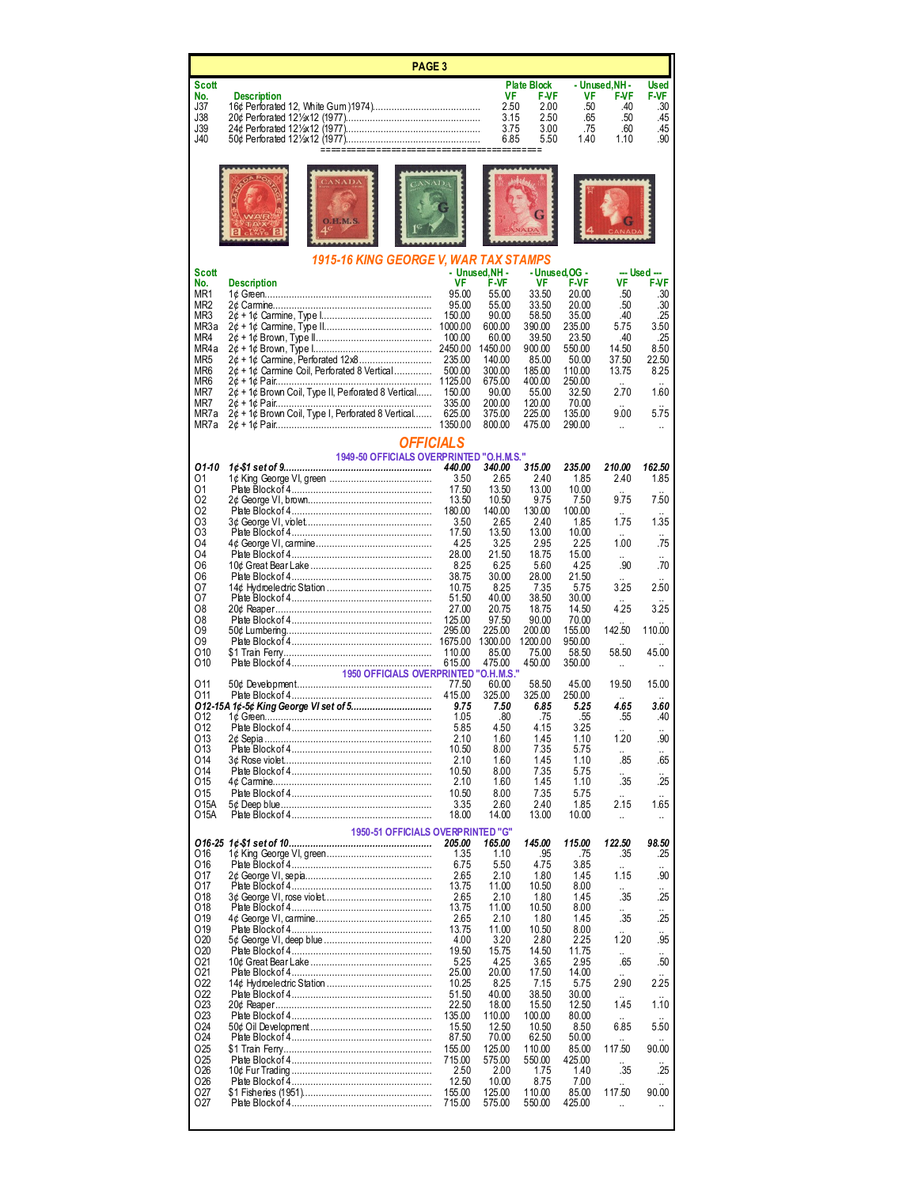## PAGE 3

| Scott No. | Description | Plate Block VF | Plate Block F-VF | Unused,NH VF | Unused,NH F-VF | Used F-VF |
|---|---|---|---|---|---|---|
| J37 | 16¢ Perforated 12, White Gum (1974) | 2.50 | 2.00 | .50 | .40 | .30 |
| J38 | 20¢ Perforated 12½x12 (1977) | 3.15 | 2.50 | .65 | .50 | .45 |
| J39 | 24¢ Perforated 12½x12 (1977) | 3.75 | 3.00 | .75 | .60 | .45 |
| J40 | 50¢ Perforated 12½x12 (1977) | 6.85 | 5.50 | 1.40 | 1.10 | .90 |

## 1915-16 KING GEORGE V, WAR TAX STAMPS

| Scott No. | Description | Unused,NH VF | Unused,NH F-VF | Unused,OG VF | Unused,OG F-VF | Used VF | Used F-VF |
|---|---|---|---|---|---|---|---|
| MR1 | 1¢ Green | 95.00 | 55.00 | 33.50 | 20.00 | .50 | .30 |
| MR2 | 2¢ Carmine | 95.00 | 55.00 | 33.50 | 20.00 | .50 | .30 |
| MR3 | 2¢ + 1¢ Carmine, Type I | 150.00 | 90.00 | 58.50 | 35.00 | .40 | .25 |
| MR3a | 2¢ + 1¢ Carmine, Type II | 1000.00 | 600.00 | 390.00 | 235.00 | 5.75 | 3.50 |
| MR4 | 2¢ + 1¢ Brown, Type II | 100.00 | 60.00 | 39.50 | 23.50 | .40 | .25 |
| MR4a | 2¢ + 1¢ Brown, Type I | 2450.00 | 1450.00 | 900.00 | 550.00 | 14.50 | 8.50 |
| MR5 | 2¢ + 1¢ Carmine, Perforated 12x8 | 235.00 | 140.00 | 85.00 | 50.00 | 37.50 | 22.50 |
| MR6 | 2¢ + 1¢ Carmine Coil, Perforated 8 Vertical | 500.00 | 300.00 | 185.00 | 110.00 | 13.75 | 8.25 |
| MR6 | 2¢ + 1¢ Pair | 1125.00 | 675.00 | 400.00 | 250.00 | .. | .. |
| MR7 | 2¢ + 1¢ Brown Coil, Type II, Perforated 8 Vertical | 150.00 | 90.00 | 55.00 | 32.50 | 2.70 | 1.60 |
| MR7 | 2¢ + 1¢ Pair | 335.00 | 200.00 | 120.00 | 70.00 | .. | .. |
| MR7a | 2¢ + 1¢ Brown Coil, Type I, Perforated 8 Vertical | 625.00 | 375.00 | 225.00 | 135.00 | 9.00 | 5.75 |
| MR7a | 2¢ + 1¢ Pair | 1350.00 | 800.00 | 475.00 | 290.00 | .. | .. |

## OFFICIALS

| Scott No. | Description | Unused,NH VF | Unused,NH F-VF | Unused,OG VF | Unused,OG F-VF | Used VF | Used F-VF |
|---|---|---|---|---|---|---|---|
| | **1949-50 OFFICIALS OVERPRINTED "O.H.M.S."** | | | | | | |
| ***O1-10*** | ***1¢-$1 set of 9*** | ***440.00*** | ***340.00*** | ***315.00*** | ***235.00*** | ***210.00*** | ***162.50*** |
| O1 | 1¢ King George VI, green | 3.50 | 2.65 | 2.40 | 1.85 | 2.40 | 1.85 |
| O1 | Plate Block of 4 | 17.50 | 13.50 | 13.00 | 10.00 | .. | .. |
| O2 | 2¢ George VI, brown | 13.50 | 10.50 | 9.75 | 7.50 | 9.75 | 7.50 |
| O2 | Plate Block of 4 | 180.00 | 140.00 | 130.00 | 100.00 | .. | .. |
| O3 | 3¢ George VI, violet | 3.50 | 2.65 | 2.40 | 1.85 | 1.75 | 1.35 |
| O3 | Plate Block of 4 | 17.50 | 13.50 | 13.00 | 10.00 | .. | .. |
| O4 | 4¢ George VI, carmine | 4.25 | 3.25 | 2.95 | 2.25 | 1.00 | .75 |
| O4 | Plate Block of 4 | 28.00 | 21.50 | 18.75 | 15.00 | .. | .. |
| O6 | 10¢ Great Bear Lake | 8.25 | 6.25 | 5.60 | 4.25 | .90 | .70 |
| O6 | Plate Block of 4 | 38.75 | 30.00 | 28.00 | 21.50 | .. | .. |
| O7 | 14¢ Hydroelectric Station | 10.75 | 8.25 | 7.35 | 5.75 | 3.25 | 2.50 |
| O7 | Plate Block of 4 | 51.50 | 40.00 | 38.50 | 30.00 | .. | .. |
| O8 | 20¢ Reaper | 27.00 | 20.75 | 18.75 | 14.50 | 4.25 | 3.25 |
| O8 | Plate Block of 4 | 125.00 | 97.50 | 90.00 | 70.00 | .. | .. |
| O9 | 50¢ Lumbering | 295.00 | 225.00 | 200.00 | 155.00 | 142.50 | 110.00 |
| O9 | Plate Block of 4 | 1675.00 | 1300.00 | 1200.00 | 950.00 | .. | .. |
| O10 | $1 Train Ferry | 110.00 | 85.00 | 75.00 | 58.50 | 58.50 | 45.00 |
| O10 | Plate Block of 4 | 615.00 | 475.00 | 450.00 | 350.00 | .. | .. |
| | **1950 OFFICIALS OVERPRINTED "O.H.M.S."** | | | | | | |
| O11 | 50¢ Development | 77.50 | 60.00 | 58.50 | 45.00 | 19.50 | 15.00 |
| O11 | Plate Block of 4 | 415.00 | 325.00 | 325.00 | 250.00 | .. | .. |
| ***O12-15A*** | ***1¢-5¢ King George VI set of 5*** | ***9.75*** | ***7.50*** | ***6.85*** | ***5.25*** | ***4.65*** | ***3.60*** |
| O12 | 1¢ Green | 1.05 | .80 | .75 | .55 | .55 | .40 |
| O12 | Plate Block of 4 | 5.85 | 4.50 | 4.15 | 3.25 | .. | .. |
| O13 | 2¢ Sepia | 2.10 | 1.60 | 1.45 | 1.10 | 1.20 | .90 |
| O13 | Plate Block of 4 | 10.50 | 8.00 | 7.35 | 5.75 | .. | .. |
| O14 | 3¢ Rose violet | 2.10 | 1.60 | 1.45 | 1.10 | .85 | .65 |
| O14 | Plate Block of 4 | 10.50 | 8.00 | 7.35 | 5.75 | .. | .. |
| O15 | 4¢ Carmine | 2.10 | 1.60 | 1.45 | 1.10 | .35 | .25 |
| O15 | Plate Block of 4 | 10.50 | 8.00 | 7.35 | 5.75 | .. | .. |
| O15A | 5¢ Deep blue | 3.35 | 2.60 | 2.40 | 1.85 | 2.15 | 1.65 |
| O15A | Plate Block of 4 | 18.00 | 14.00 | 13.00 | 10.00 | .. | .. |
| | **1950-51 OFFICIALS OVERPRINTED "G"** | | | | | | |
| ***O16-25*** | ***1¢-$1 set of 10*** | ***205.00*** | ***165.00*** | ***145.00*** | ***115.00*** | ***122.50*** | ***98.50*** |
| O16 | 1¢ King George VI, green | 1.35 | 1.10 | .95 | .75 | .35 | .25 |
| O16 | Plate Block of 4 | 6.75 | 5.50 | 4.75 | 3.85 | .. | .. |
| O17 | 2¢ George VI, sepia | 2.65 | 2.10 | 1.80 | 1.45 | 1.15 | .90 |
| O17 | Plate Block of 4 | 13.75 | 11.00 | 10.50 | 8.00 | .. | .. |
| O18 | 3¢ George VI, rose violet | 2.65 | 2.10 | 1.80 | 1.45 | .35 | .25 |
| O18 | Plate Block of 4 | 13.75 | 11.00 | 10.50 | 8.00 | .. | .. |
| O19 | 4¢ George VI, carmine | 2.65 | 2.10 | 1.80 | 1.45 | .35 | .25 |
| O19 | Plate Block of 4 | 13.75 | 11.00 | 10.50 | 8.00 | .. | .. |
| O20 | 5¢ George VI, deep blue | 4.00 | 3.20 | 2.80 | 2.25 | 1.20 | .95 |
| O20 | Plate Block of 4 | 19.50 | 15.75 | 14.50 | 11.75 | .. | .. |
| O21 | 10¢ Great Bear Lake | 5.25 | 4.25 | 3.65 | 2.95 | .65 | .50 |
| O21 | Plate Block of 4 | 25.00 | 20.00 | 17.50 | 14.00 | .. | .. |
| O22 | 14¢ Hydroelectric Station | 10.25 | 8.25 | 7.15 | 5.75 | 2.90 | 2.25 |
| O22 | Plate Block of 4 | 51.50 | 40.00 | 38.50 | 30.00 | .. | .. |
| O23 | 20¢ Reaper | 22.50 | 18.00 | 15.50 | 12.50 | 1.45 | 1.10 |
| O23 | Plate Block of 4 | 135.00 | 110.00 | 100.00 | 80.00 | .. | .. |
| O24 | 50¢ Oil Development | 15.50 | 12.50 | 10.50 | 8.50 | 6.85 | 5.50 |
| O24 | Plate Block of 4 | 87.50 | 70.00 | 62.50 | 50.00 | .. | .. |
| O25 | $1 Train Ferry | 155.00 | 125.00 | 110.00 | 85.00 | 117.50 | 90.00 |
| O25 | Plate Block of 4 | 715.00 | 575.00 | 550.00 | 425.00 | .. | .. |
| O26 | 10¢ Fur Trading | 2.50 | 2.00 | 1.75 | 1.40 | .35 | .25 |
| O26 | Plate Block of 4 | 12.50 | 10.00 | 8.75 | 7.00 | .. | .. |
| O27 | $1 Fisheries (1951) | 155.00 | 125.00 | 110.00 | 85.00 | 117.50 | 90.00 |
| O27 | Plate Block of 4 | 715.00 | 575.00 | 550.00 | 425.00 | .. | .. |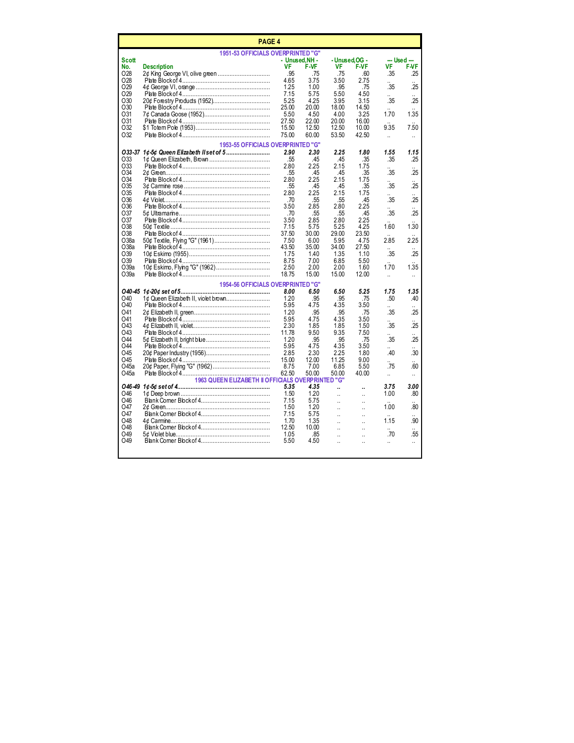# PAGE 4

| Scott No. | Description | Unused,NH VF | Unused,NH F-VF | Unused,OG VF | Unused,OG F-VF | Used VF | Used F-VF |
|---|---|---|---|---|---|---|---|
| | **1951-53 OFFICIALS OVERPRINTED "G"** | | | | | | |
| O28 | 2¢ King George VI, olive green | .95 | .75 | .75 | .60 | .35 | .25 |
| O28 | Plate Block of 4 | 4.65 | 3.75 | 3.50 | 2.75 | .. | .. |
| O29 | 4¢ George VI, orange | 1.25 | 1.00 | .95 | .75 | .35 | .25 |
| O29 | Plate Block of 4 | 7.15 | 5.75 | 5.50 | 4.50 | .. | .. |
| O30 | 20¢ Forestry Products (1952) | 5.25 | 4.25 | 3.95 | 3.15 | .35 | .25 |
| O30 | Plate Block of 4 | 25.00 | 20.00 | 18.00 | 14.50 | .. | .. |
| O31 | 7¢ Canada Goose (1952) | 5.50 | 4.50 | 4.00 | 3.25 | 1.70 | 1.35 |
| O31 | Plate Block of 4 | 27.50 | 22.00 | 20.00 | 16.00 | .. | .. |
| O32 | $1 Totem Pole (1953) | 15.50 | 12.50 | 12.50 | 10.00 | 9.35 | 7.50 |
| O32 | Plate Block of 4 | 75.00 | 60.00 | 53.50 | 42.50 | .. | .. |
| | **1953-55 OFFICIALS OVERPRINTED "G"** | | | | | | |
| ***O33-37*** | ***1¢-5¢ Queen Elizabeth II set of 5*** | ***2.90*** | ***2.30*** | ***2.25*** | ***1.80*** | ***1.55*** | ***1.15*** |
| O33 | 1¢ Queen Elizabeth, Brown | .55 | .45 | .45 | .35 | .35 | .25 |
| O33 | Plate Block of 4 | 2.80 | 2.25 | 2.15 | 1.75 | .. | .. |
| O34 | 2¢ Green | .55 | .45 | .45 | .35 | .35 | .25 |
| O34 | Plate Block of 4 | 2.80 | 2.25 | 2.15 | 1.75 | .. | .. |
| O35 | 3¢ Carmine rose | .55 | .45 | .45 | .35 | .35 | .25 |
| O35 | Plate Block of 4 | 2.80 | 2.25 | 2.15 | 1.75 | .. | .. |
| O36 | 4¢ Violet | .70 | .55 | .55 | .45 | .35 | .25 |
| O36 | Plate Block of 4 | 3.50 | 2.85 | 2.80 | 2.25 | .. | .. |
| O37 | 5¢ Ultramarine | .70 | .55 | .55 | .45 | .35 | .25 |
| O37 | Plate Block of 4 | 3.50 | 2.85 | 2.80 | 2.25 | .. | .. |
| O38 | 50¢ Textile | 7.15 | 5.75 | 5.25 | 4.25 | 1.60 | 1.30 |
| O38 | Plate Block of 4 | 37.50 | 30.00 | 29.00 | 23.50 | .. | .. |
| O38a | 50¢ Textile, Flying "G" (1961) | 7.50 | 6.00 | 5.95 | 4.75 | 2.85 | 2.25 |
| O38a | Plate Block of 4 | 43.50 | 35.00 | 34.00 | 27.50 | .. | .. |
| O39 | 10¢ Eskimo (1955) | 1.75 | 1.40 | 1.35 | 1.10 | .35 | .25 |
| O39 | Plate Block of 4 | 8.75 | 7.00 | 6.85 | 5.50 | .. | .. |
| O39a | 10¢ Eskimo, Flying "G" (1962) | 2.50 | 2.00 | 2.00 | 1.60 | 1.70 | 1.35 |
| O39a | Plate Block of 4 | 18.75 | 15.00 | 15.00 | 12.00 | .. | .. |
| | **1954-56 OFFICIALS OVERPRINTED "G"** | | | | | | |
| ***O40-45*** | ***1¢-20¢ set of 5*** | ***8.00*** | ***6.50*** | ***6.50*** | ***5.25*** | ***1.75*** | ***1.35*** |
| O40 | 1¢ Queen Elizabeth II, violet brown | 1.20 | .95 | .95 | .75 | .50 | .40 |
| O40 | Plate Block of 4 | 5.95 | 4.75 | 4.35 | 3.50 | .. | .. |
| O41 | 2¢ Elizabeth II, green | 1.20 | .95 | .95 | .75 | .35 | .25 |
| O41 | Plate Block of 4 | 5.95 | 4.75 | 4.35 | 3.50 | .. | .. |
| O43 | 4¢ Elizabeth II, violet | 2.30 | 1.85 | 1.85 | 1.50 | .35 | .25 |
| O43 | Plate Block of 4 | 11.78 | 9.50 | 9.35 | 7.50 | .. | .. |
| O44 | 5¢ Elizabeth II, bright blue | 1.20 | .95 | .95 | .75 | .35 | .25 |
| O44 | Plate Block of 4 | 5.95 | 4.75 | 4.35 | 3.50 | .. | .. |
| O45 | 20¢ Paper Industry (1956) | 2.85 | 2.30 | 2.25 | 1.80 | .40 | .30 |
| O45 | Plate Block of 4 | 15.00 | 12.00 | 11.25 | 9.00 | .. | .. |
| O45a | 20¢ Paper, Flying "G" (1962) | 8.75 | 7.00 | 6.85 | 5.50 | .75 | .60 |
| O45a | Plate Block of 4 | 62.50 | 50.00 | 50.00 | 40.00 | .. | .. |
| | **1963 QUEEN ELIZABETH II OFFICIALS OVERPRINTED "G"** | | | | | | |
| ***O46-49*** | ***1¢-5¢ set of 4*** | ***5.35*** | ***4.35*** | ***..*** | ***..*** | ***3.75*** | ***3.00*** |
| O46 | 1¢ Deep brown | 1.50 | 1.20 | .. | .. | 1.00 | .80 |
| O46 | Blank Corner Block of 4 | 7.15 | 5.75 | .. | .. | .. | .. |
| O47 | 2¢ Green | 1.50 | 1.20 | .. | .. | 1.00 | .80 |
| O47 | Blank Corner Block of 4 | 7.15 | 5.75 | .. | .. | .. | .. |
| O48 | 4¢ Carmine | 1.70 | 1.35 | .. | .. | 1.15 | .90 |
| O48 | Blank Corner Block of 4 | 12.50 | 10.00 | .. | .. | .. | .. |
| O49 | 5¢ Violet blue | 1.05 | .85 | .. | .. | .70 | .55 |
| O49 | Blank Corner Block of 4 | 5.50 | 4.50 | .. | .. | .. | .. |